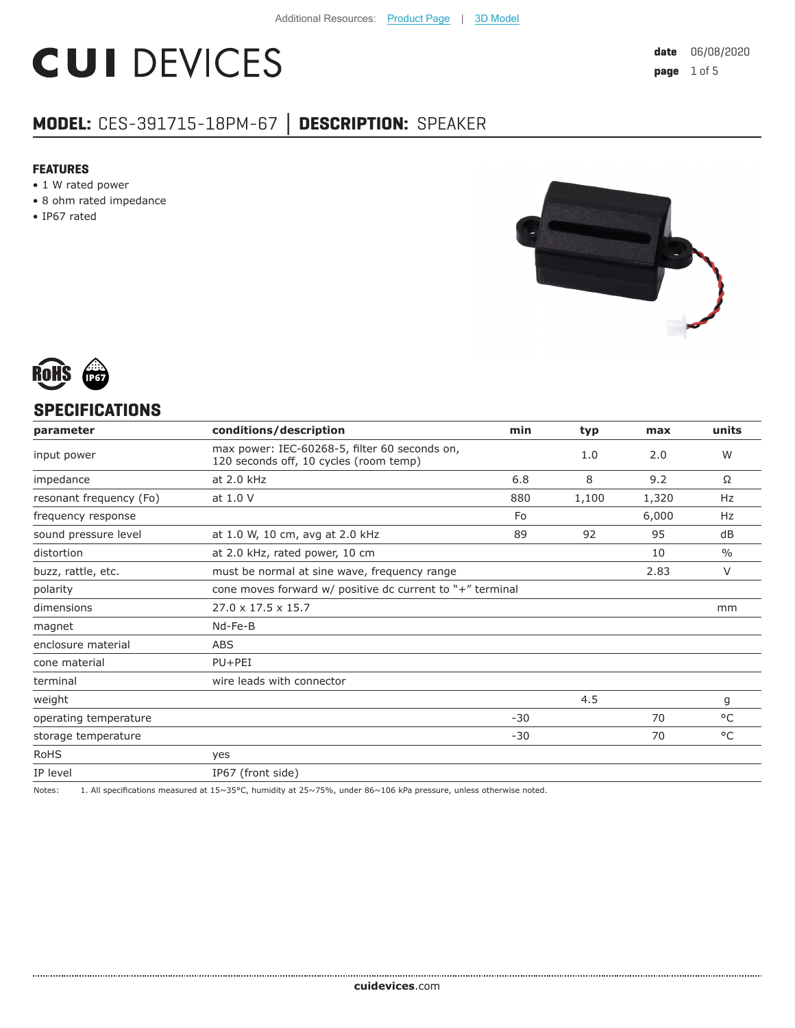Additional Resources: Product Page | 3D Model

# CUI DEVICES

**date** 06/08/2020

## MODEL: CES-391715-18PM-67 | DESCRIPTION: SPEAKER

### FEATURES

- 1 W rated power
- 8 ohm rated impedance
- IP67 rated

## SPECIFICATIONS

| parameter | conditions/description | min | typ | max | units |
|---|---|---|---|---|---|
| input power | max power: IEC-60268-5, filter 60 seconds on, 120 seconds off, 10 cycles (room temp) | | 1.0 | 2.0 | W |
| impedance | at 2.0 kHz | 6.8 | 8 | 9.2 | Ω |
| resonant frequency (Fo) | at 1.0 V | 880 | 1,100 | 1,320 | Hz |
| frequency response | | Fo | | 6,000 | Hz |
| sound pressure level | at 1.0 W, 10 cm, avg at 2.0 kHz | 89 | 92 | 95 | dB |
| distortion | at 2.0 kHz, rated power, 10 cm | | | 10 | % |
| buzz, rattle, etc. | must be normal at sine wave, frequency range | | | 2.83 | V |
| polarity | cone moves forward w/ positive dc current to "+" terminal | | | | |
| dimensions | 27.0 x 17.5 x 15.7 | | | | mm |
| magnet | Nd-Fe-B | | | | |
| enclosure material | ABS | | | | |
| cone material | PU+PEI | | | | |
| terminal | wire leads with connector | | | | |
| weight | | | 4.5 | | g |
| operating temperature | | -30 | | 70 | °C |
| storage temperature | | -30 | | 70 | °C |
| RoHS | yes | | | | |
| IP level | IP67 (front side) | | | | |

Notes: 1. All specifications measured at 15~35°C, humidity at 25~75%, under 86~106 kPa pressure, unless otherwise noted.

**cuidevices**.com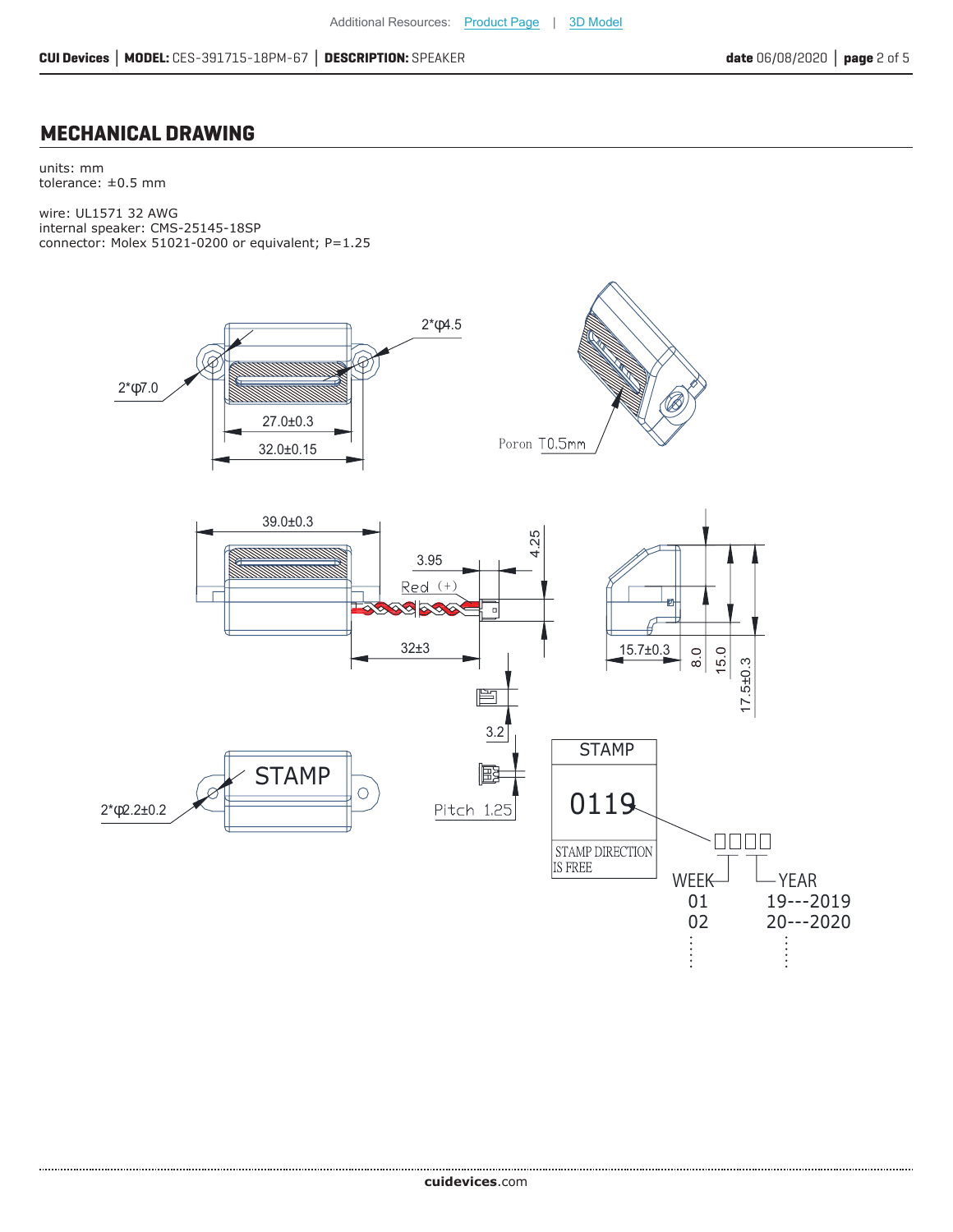## MECHANICAL DRAWING

units: mm
tolerance: ±0.5 mm

wire: UL1571 32 AWG
internal speaker: CMS-25145-18SP
connector: Molex 51021-0200 or equivalent; P=1.25

2*φ4.5

2*φ7.0

27.0±0.3

32.0±0.15

Poron T0.5mm

39.0±0.3

3.95

4.25

Red (+)

32±3

15.7±0.3

8.0

15.0

17.5±0.3

3.2

Pitch 1.25

2*φ2.2±0.2

STAMP

| STAMP |
| --- |
| 0119 |
| STAMP DIRECTION IS FREE |

WEEK
01
02
⋮

YEAR
19---2019
20---2020
⋮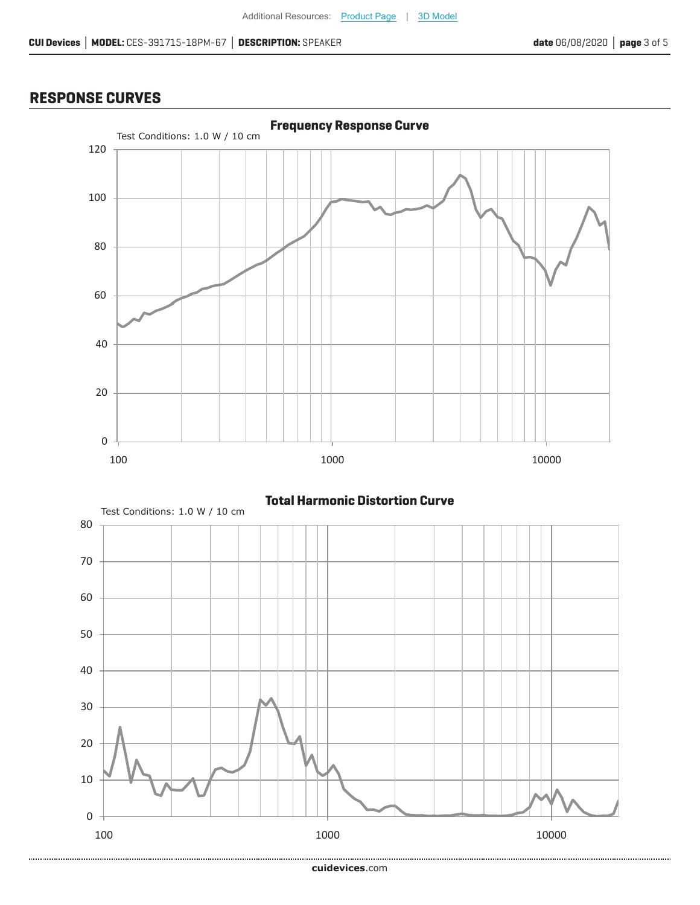## RESPONSE CURVES

**Frequency Response Curve**

Test Conditions: 1.0 W / 10 cm

**Total Harmonic Distortion Curve**

Test Conditions: 1.0 W / 10 cm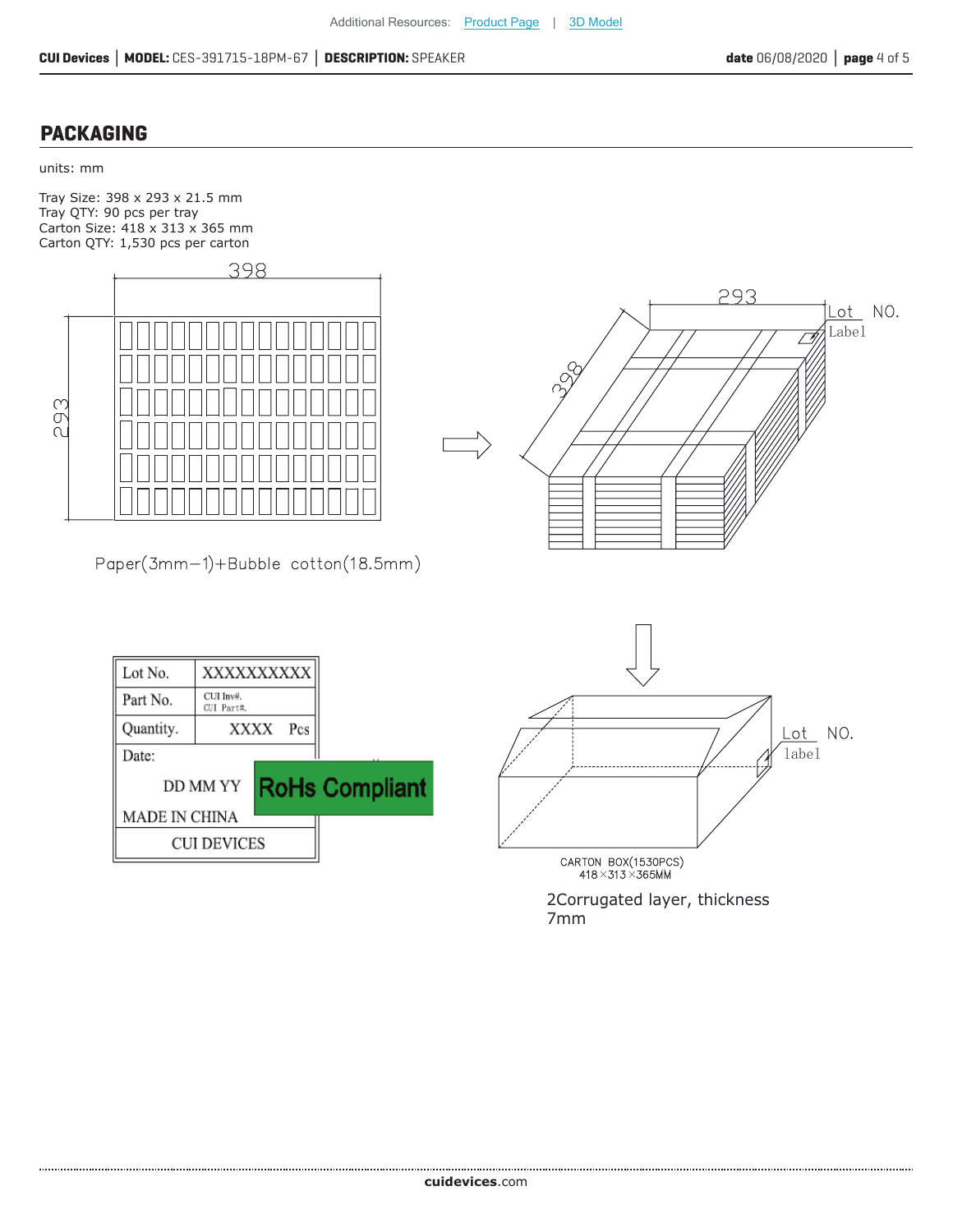## PACKAGING

units: mm

Tray Size: 398 x 293 x 21.5 mm
Tray QTY: 90 pcs per tray
Carton Size: 418 x 313 x 365 mm
Carton QTY: 1,530 pcs per carton

398

293

Paper(3mm−1)+Bubble cotton(18.5mm)

293

398

Lot NO.
Label

| Lot No. | XXXXXXXXXX |
|---|---|
| Part No. | CUI Inv#. CUI Part#. |
| Quantity. | XXXX Pcs |
| Date: DD MM YY | |
| MADE IN CHINA | |
| CUI DEVICES | |

RoHs Compliant

Lot NO.
label

CARTON BOX(1530PCS)
418×313×365MM

2Corrugated layer, thickness 7mm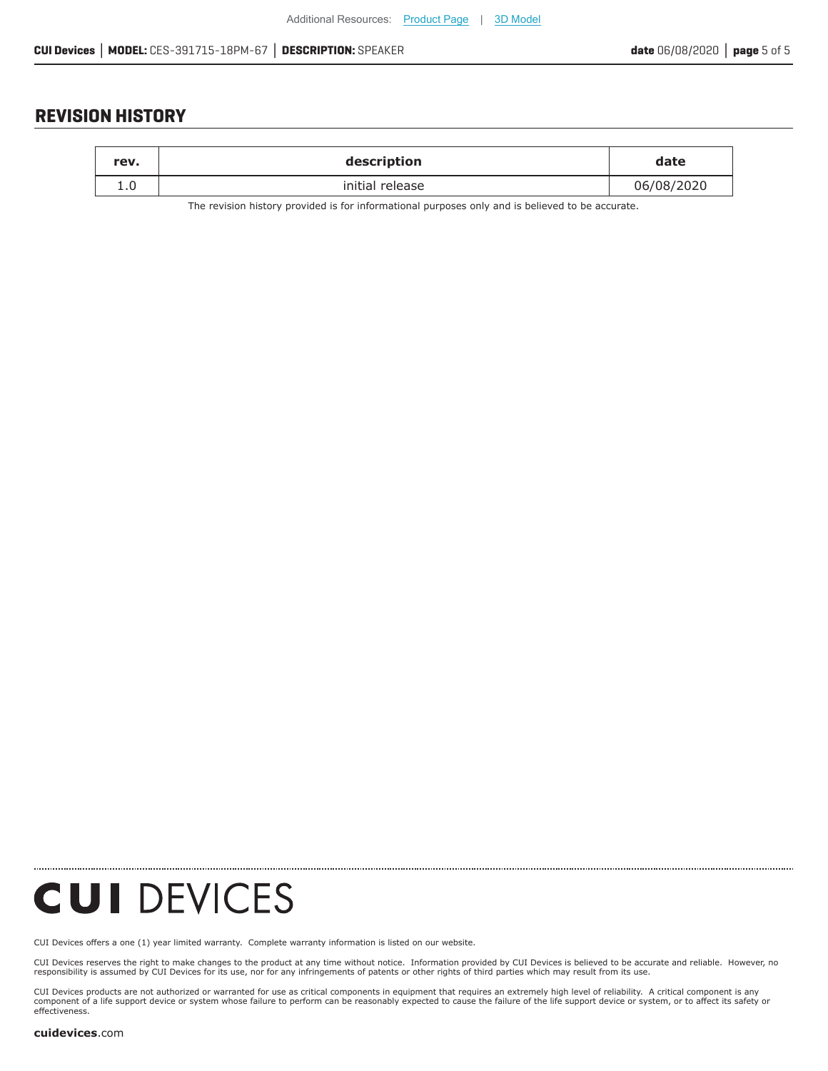## REVISION HISTORY

| rev. | description | date |
|---|---|---|
| 1.0 | initial release | 06/08/2020 |

The revision history provided is for informational purposes only and is believed to be accurate.

CUI DEVICES

CUI Devices offers a one (1) year limited warranty. Complete warranty information is listed on our website.

CUI Devices reserves the right to make changes to the product at any time without notice. Information provided by CUI Devices is believed to be accurate and reliable. However, no responsibility is assumed by CUI Devices for its use, nor for any infringements of patents or other rights of third parties which may result from its use.

CUI Devices products are not authorized or warranted for use as critical components in equipment that requires an extremely high level of reliability. A critical component is any component of a life support device or system whose failure to perform can be reasonably expected to cause the failure of the life support device or system, or to affect its safety or effectiveness.

**cuidevices**.com